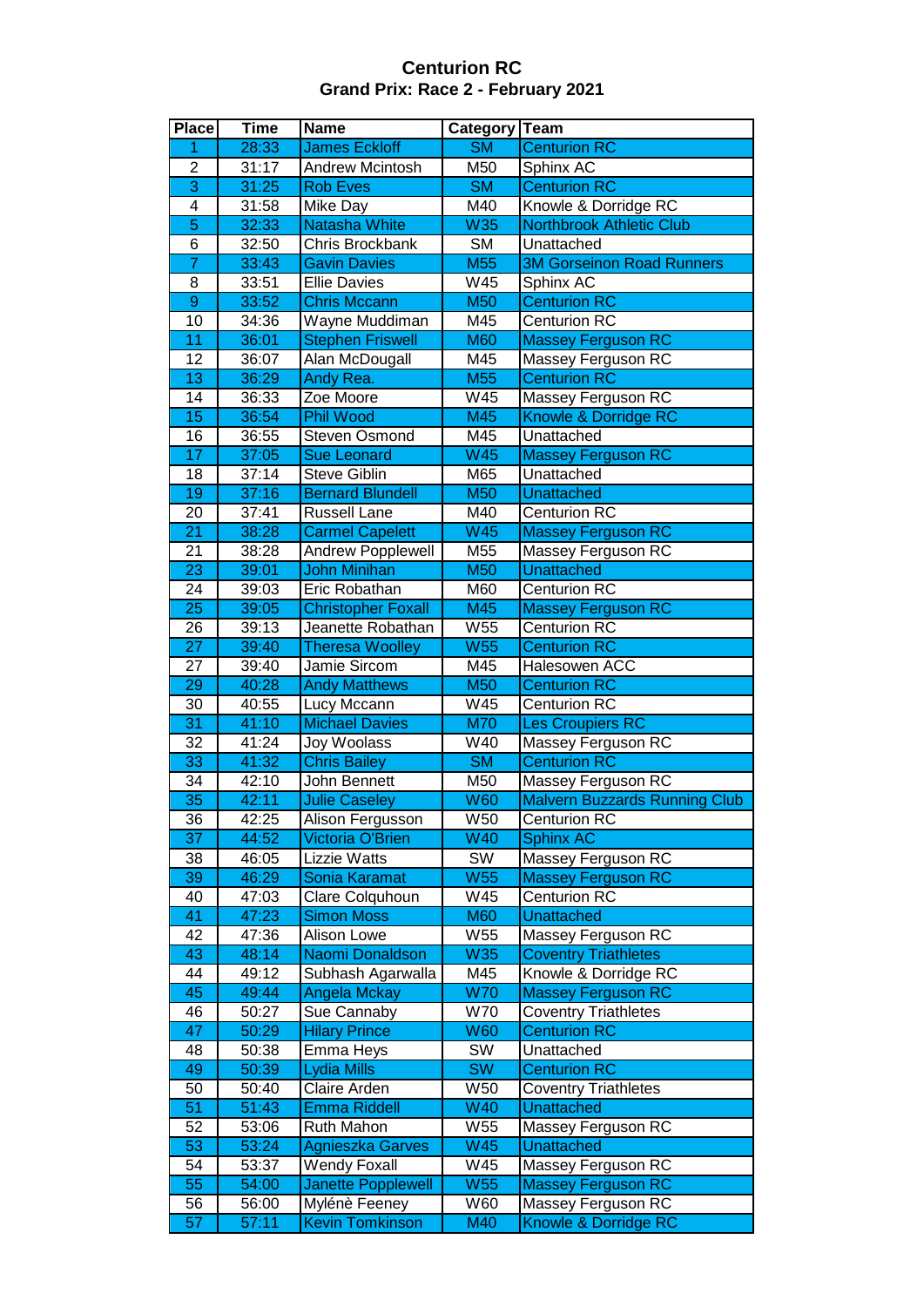# Centurion RC

## Grand Prix: Race 2 - February 2021

| Place | Time | Name | Category | Team |
|---|---|---|---|---|
| 1 | 28:33 | James Eckloff | SM | Centurion RC |
| 2 | 31:17 | Andrew Mcintosh | M50 | Sphinx AC |
| 3 | 31:25 | Rob Eves | SM | Centurion RC |
| 4 | 31:58 | Mike Day | M40 | Knowle & Dorridge RC |
| 5 | 32:33 | Natasha White | W35 | Northbrook Athletic Club |
| 6 | 32:50 | Chris Brockbank | SM | Unattached |
| 7 | 33:43 | Gavin Davies | M55 | 3M Gorseinon Road Runners |
| 8 | 33:51 | Ellie Davies | W45 | Sphinx AC |
| 9 | 33:52 | Chris Mccann | M50 | Centurion RC |
| 10 | 34:36 | Wayne Muddiman | M45 | Centurion RC |
| 11 | 36:01 | Stephen Friswell | M60 | Massey Ferguson RC |
| 12 | 36:07 | Alan McDougall | M45 | Massey Ferguson RC |
| 13 | 36:29 | Andy Rea. | M55 | Centurion RC |
| 14 | 36:33 | Zoe Moore | W45 | Massey Ferguson RC |
| 15 | 36:54 | Phil Wood | M45 | Knowle & Dorridge RC |
| 16 | 36:55 | Steven Osmond | M45 | Unattached |
| 17 | 37:05 | Sue Leonard | W45 | Massey Ferguson RC |
| 18 | 37:14 | Steve Giblin | M65 | Unattached |
| 19 | 37:16 | Bernard Blundell | M50 | Unattached |
| 20 | 37:41 | Russell Lane | M40 | Centurion RC |
| 21 | 38:28 | Carmel Capelett | W45 | Massey Ferguson RC |
| 21 | 38:28 | Andrew Popplewell | M55 | Massey Ferguson RC |
| 23 | 39:01 | John Minihan | M50 | Unattached |
| 24 | 39:03 | Eric Robathan | M60 | Centurion RC |
| 25 | 39:05 | Christopher Foxall | M45 | Massey Ferguson RC |
| 26 | 39:13 | Jeanette Robathan | W55 | Centurion RC |
| 27 | 39:40 | Theresa Woolley | W55 | Centurion RC |
| 27 | 39:40 | Jamie Sircom | M45 | Halesowen ACC |
| 29 | 40:28 | Andy Matthews | M50 | Centurion RC |
| 30 | 40:55 | Lucy Mccann | W45 | Centurion RC |
| 31 | 41:10 | Michael Davies | M70 | Les Croupiers RC |
| 32 | 41:24 | Joy Woolass | W40 | Massey Ferguson RC |
| 33 | 41:32 | Chris Bailey | SM | Centurion RC |
| 34 | 42:10 | John Bennett | M50 | Massey Ferguson RC |
| 35 | 42:11 | Julie Caseley | W60 | Malvern Buzzards Running Club |
| 36 | 42:25 | Alison Fergusson | W50 | Centurion RC |
| 37 | 44:52 | Victoria O'Brien | W40 | Sphinx AC |
| 38 | 46:05 | Lizzie Watts | SW | Massey Ferguson RC |
| 39 | 46:29 | Sonia Karamat | W55 | Massey Ferguson RC |
| 40 | 47:03 | Clare Colquhoun | W45 | Centurion RC |
| 41 | 47:23 | Simon Moss | M60 | Unattached |
| 42 | 47:36 | Alison Lowe | W55 | Massey Ferguson RC |
| 43 | 48:14 | Naomi Donaldson | W35 | Coventry Triathletes |
| 44 | 49:12 | Subhash Agarwalla | M45 | Knowle & Dorridge RC |
| 45 | 49:44 | Angela Mckay | W70 | Massey Ferguson RC |
| 46 | 50:27 | Sue Cannaby | W70 | Coventry Triathletes |
| 47 | 50:29 | Hilary Prince | W60 | Centurion RC |
| 48 | 50:38 | Emma Heys | SW | Unattached |
| 49 | 50:39 | Lydia Mills | SW | Centurion RC |
| 50 | 50:40 | Claire Arden | W50 | Coventry Triathletes |
| 51 | 51:43 | Emma Riddell | W40 | Unattached |
| 52 | 53:06 | Ruth Mahon | W55 | Massey Ferguson RC |
| 53 | 53:24 | Agnieszka Garves | W45 | Unattached |
| 54 | 53:37 | Wendy Foxall | W45 | Massey Ferguson RC |
| 55 | 54:00 | Janette Popplewell | W55 | Massey Ferguson RC |
| 56 | 56:00 | Mylénè Feeney | W60 | Massey Ferguson RC |
| 57 | 57:11 | Kevin Tomkinson | M40 | Knowle & Dorridge RC |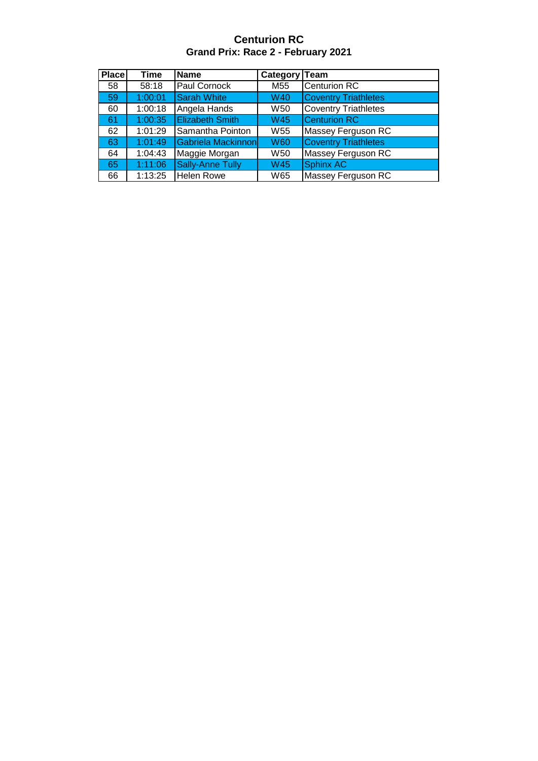# Centurion RC
## Grand Prix: Race 2 - February 2021

| Place | Time | Name | Category | Team |
|---|---|---|---|---|
| 58 | 58:18 | Paul Cornock | M55 | Centurion RC |
| 59 | 1:00:01 | Sarah White | W40 | Coventry Triathletes |
| 60 | 1:00:18 | Angela Hands | W50 | Coventry Triathletes |
| 61 | 1:00:35 | Elizabeth Smith | W45 | Centurion RC |
| 62 | 1:01:29 | Samantha Pointon | W55 | Massey Ferguson RC |
| 63 | 1:01:49 | Gabriela Mackinnon | W60 | Coventry Triathletes |
| 64 | 1:04:43 | Maggie Morgan | W50 | Massey Ferguson RC |
| 65 | 1:11:06 | Sally-Anne Tully | W45 | Sphinx AC |
| 66 | 1:13:25 | Helen Rowe | W65 | Massey Ferguson RC |